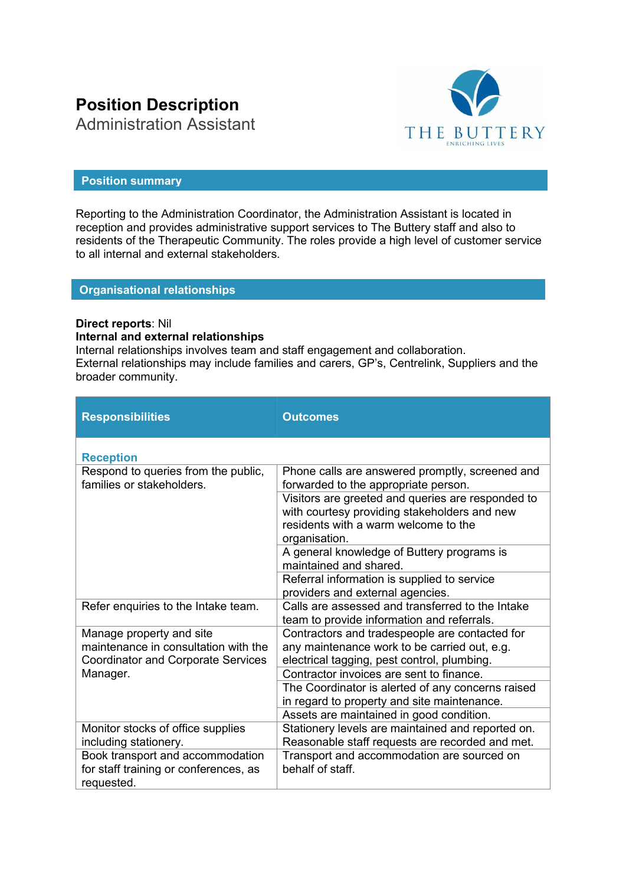# Position Description

Administration Assistant

THE BUTTERY
ENRICHING LIVES

## Position summary

Reporting to the Administration Coordinator, the Administration Assistant is located in reception and provides administrative support services to The Buttery staff and also to residents of the Therapeutic Community. The roles provide a high level of customer service to all internal and external stakeholders.

## Organisational relationships

**Direct reports**: Nil

**Internal and external relationships**

Internal relationships involves team and staff engagement and collaboration.
External relationships may include families and carers, GP's, Centrelink, Suppliers and the broader community.

| Responsibilities | Outcomes |
|---|---|
| **Reception** | |
| Respond to queries from the public, families or stakeholders. | Phone calls are answered promptly, screened and forwarded to the appropriate person. |
| | Visitors are greeted and queries are responded to with courtesy providing stakeholders and new residents with a warm welcome to the organisation. |
| | A general knowledge of Buttery programs is maintained and shared. |
| | Referral information is supplied to service providers and external agencies. |
| Refer enquiries to the Intake team. | Calls are assessed and transferred to the Intake team to provide information and referrals. |
| Manage property and site maintenance in consultation with the Coordinator and Corporate Services Manager. | Contractors and tradespeople are contacted for any maintenance work to be carried out, e.g. electrical tagging, pest control, plumbing. |
| | Contractor invoices are sent to finance. |
| | The Coordinator is alerted of any concerns raised in regard to property and site maintenance. |
| | Assets are maintained in good condition. |
| Monitor stocks of office supplies including stationery. | Stationery levels are maintained and reported on. Reasonable staff requests are recorded and met. |
| Book transport and accommodation for staff training or conferences, as requested. | Transport and accommodation are sourced on behalf of staff. |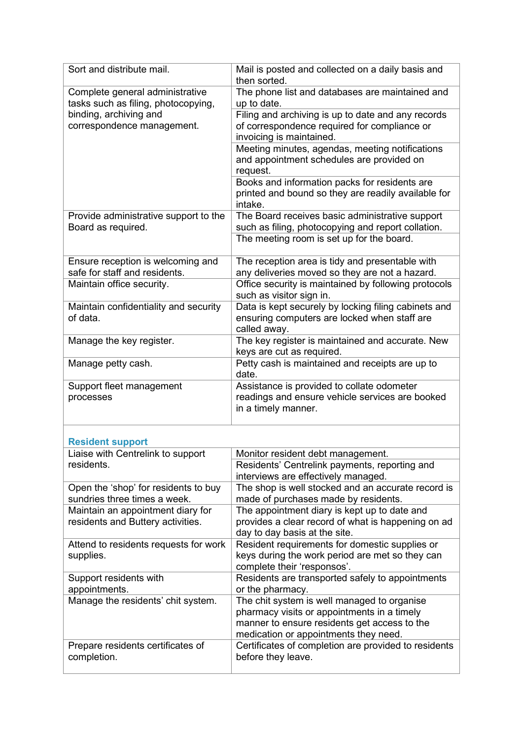| | |
|---|---|
| Sort and distribute mail. | Mail is posted and collected on a daily basis and then sorted. |
| Complete general administrative tasks such as filing, photocopying, binding, archiving and correspondence management. | The phone list and databases are maintained and up to date. |
| | Filing and archiving is up to date and any records of correspondence required for compliance or invoicing is maintained. |
| | Meeting minutes, agendas, meeting notifications and appointment schedules are provided on request. |
| | Books and information packs for residents are printed and bound so they are readily available for intake. |
| Provide administrative support to the Board as required. | The Board receives basic administrative support such as filing, photocopying and report collation. |
| | The meeting room is set up for the board. |
| Ensure reception is welcoming and safe for staff and residents. | The reception area is tidy and presentable with any deliveries moved so they are not a hazard. |
| Maintain office security. | Office security is maintained by following protocols such as visitor sign in. |
| Maintain confidentiality and security of data. | Data is kept securely by locking filing cabinets and ensuring computers are locked when staff are called away. |
| Manage the key register. | The key register is maintained and accurate. New keys are cut as required. |
| Manage petty cash. | Petty cash is maintained and receipts are up to date. |
| Support fleet management processes | Assistance is provided to collate odometer readings and ensure vehicle services are booked in a timely manner. |

### Resident support

| | |
|---|---|
| Liaise with Centrelink to support residents. | Monitor resident debt management. |
| | Residents' Centrelink payments, reporting and interviews are effectively managed. |
| Open the 'shop' for residents to buy sundries three times a week. | The shop is well stocked and an accurate record is made of purchases made by residents. |
| Maintain an appointment diary for residents and Buttery activities. | The appointment diary is kept up to date and provides a clear record of what is happening on ad day to day basis at the site. |
| Attend to residents requests for work supplies. | Resident requirements for domestic supplies or keys during the work period are met so they can complete their 'responsos'. |
| Support residents with appointments. | Residents are transported safely to appointments or the pharmacy. |
| Manage the residents' chit system. | The chit system is well managed to organise pharmacy visits or appointments in a timely manner to ensure residents get access to the medication or appointments they need. |
| Prepare residents certificates of completion. | Certificates of completion are provided to residents before they leave. |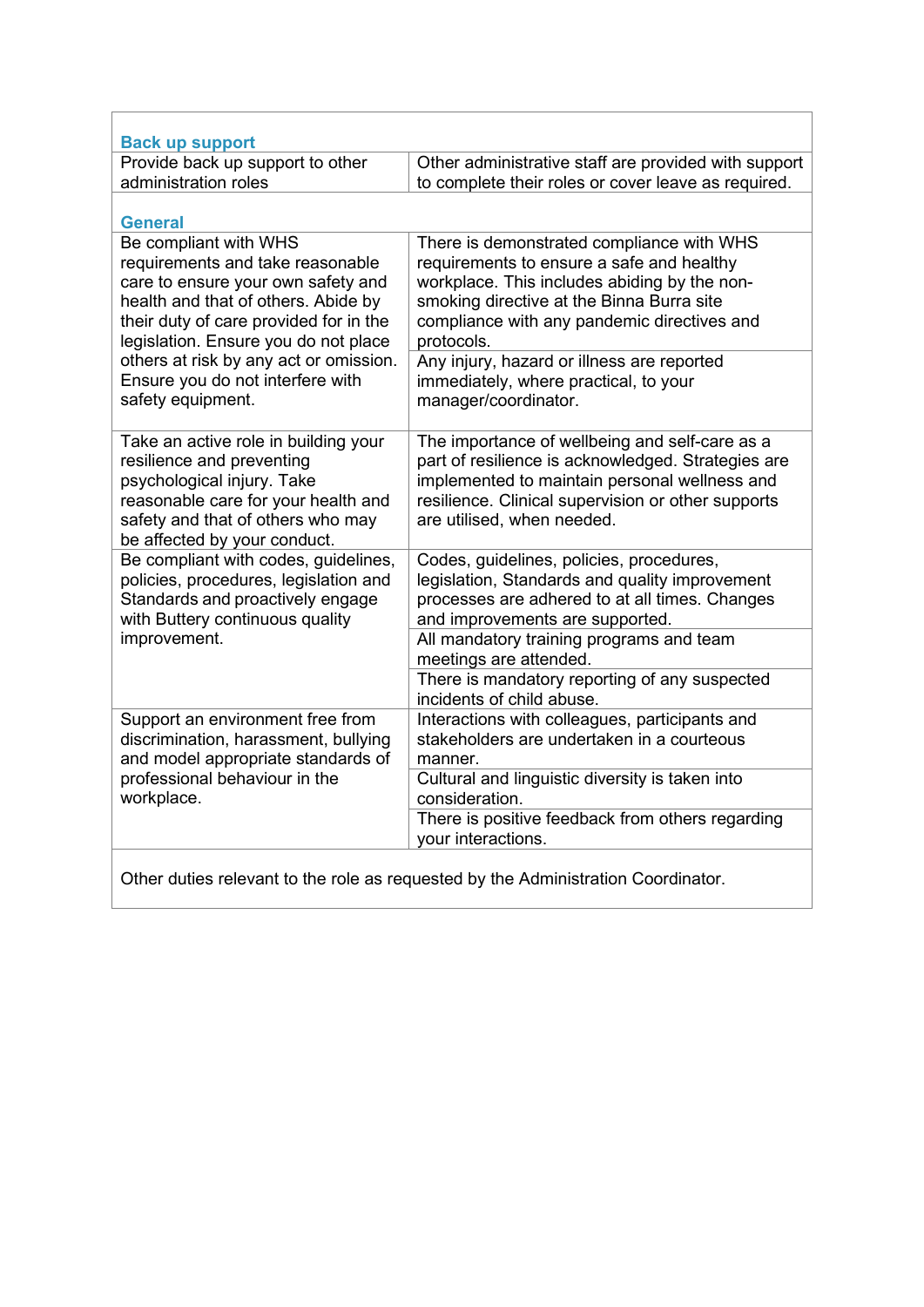| | |
|---|---|
| **Back up support** | |
| Provide back up support to other administration roles | Other administrative staff are provided with support to complete their roles or cover leave as required. |
| **General** | |
| Be compliant with WHS requirements and take reasonable care to ensure your own safety and health and that of others. Abide by their duty of care provided for in the legislation. Ensure you do not place others at risk by any act or omission. Ensure you do not interfere with safety equipment. | There is demonstrated compliance with WHS requirements to ensure a safe and healthy workplace. This includes abiding by the non-smoking directive at the Binna Burra site compliance with any pandemic directives and protocols. |
| | Any injury, hazard or illness are reported immediately, where practical, to your manager/coordinator. |
| Take an active role in building your resilience and preventing psychological injury. Take reasonable care for your health and safety and that of others who may be affected by your conduct. | The importance of wellbeing and self-care as a part of resilience is acknowledged. Strategies are implemented to maintain personal wellness and resilience. Clinical supervision or other supports are utilised, when needed. |
| Be compliant with codes, guidelines, policies, procedures, legislation and Standards and proactively engage with Buttery continuous quality improvement. | Codes, guidelines, policies, procedures, legislation, Standards and quality improvement processes are adhered to at all times. Changes and improvements are supported. |
| | All mandatory training programs and team meetings are attended. |
| | There is mandatory reporting of any suspected incidents of child abuse. |
| Support an environment free from discrimination, harassment, bullying and model appropriate standards of professional behaviour in the workplace. | Interactions with colleagues, participants and stakeholders are undertaken in a courteous manner. |
| | Cultural and linguistic diversity is taken into consideration. |
| | There is positive feedback from others regarding your interactions. |
| Other duties relevant to the role as requested by the Administration Coordinator. | |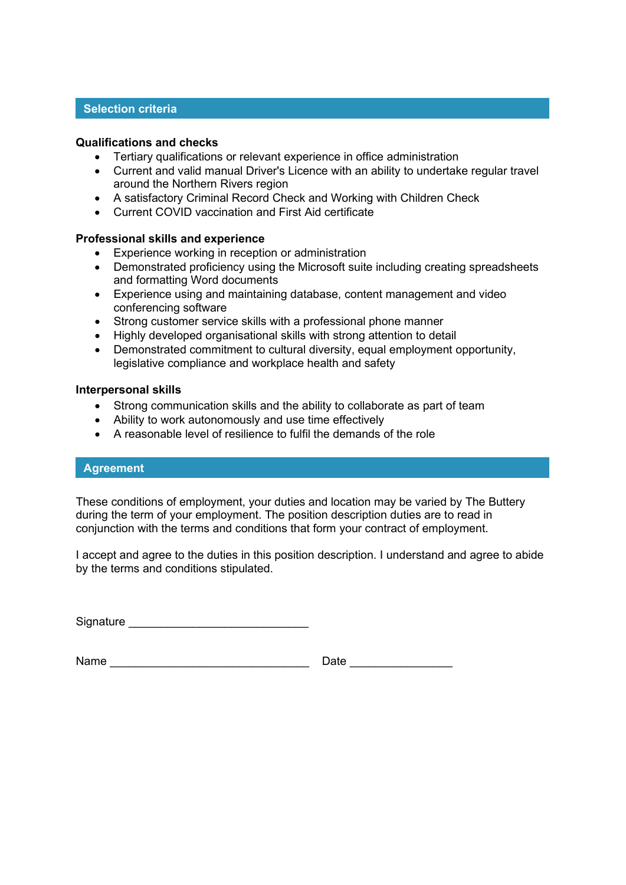## Selection criteria

**Qualifications and checks**

- Tertiary qualifications or relevant experience in office administration
- Current and valid manual Driver's Licence with an ability to undertake regular travel around the Northern Rivers region
- A satisfactory Criminal Record Check and Working with Children Check
- Current COVID vaccination and First Aid certificate

**Professional skills and experience**

- Experience working in reception or administration
- Demonstrated proficiency using the Microsoft suite including creating spreadsheets and formatting Word documents
- Experience using and maintaining database, content management and video conferencing software
- Strong customer service skills with a professional phone manner
- Highly developed organisational skills with strong attention to detail
- Demonstrated commitment to cultural diversity, equal employment opportunity, legislative compliance and workplace health and safety

**Interpersonal skills**

- Strong communication skills and the ability to collaborate as part of team
- Ability to work autonomously and use time effectively
- A reasonable level of resilience to fulfil the demands of the role

## Agreement

These conditions of employment, your duties and location may be varied by The Buttery during the term of your employment. The position description duties are to read in conjunction with the terms and conditions that form your contract of employment.

I accept and agree to the duties in this position description. I understand and agree to abide by the terms and conditions stipulated.

Signature ____________________________

Name _______________________________ Date ________________